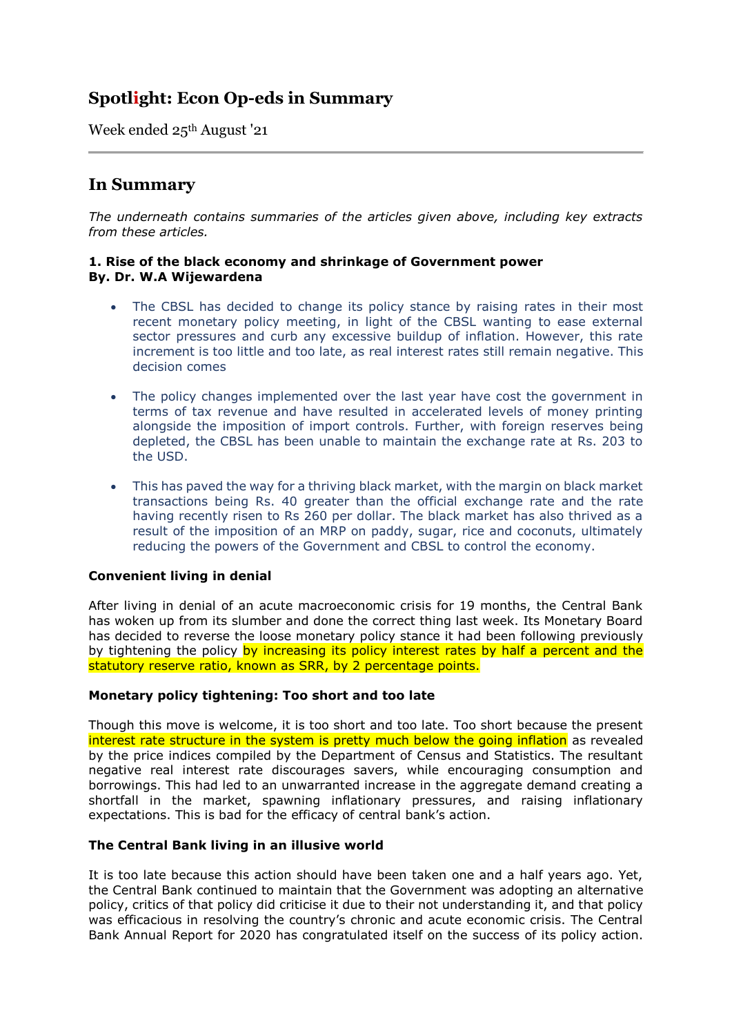# Spotlight: Econ Op-eds in Summary

Week ended 25th August '21

---

## In Summary

*The underneath contains summaries of the articles given above, including key extracts from these articles.*

**1. Rise of the black economy and shrinkage of Government power**
**By. Dr. W.A Wijewardena**

- The CBSL has decided to change its policy stance by raising rates in their most recent monetary policy meeting, in light of the CBSL wanting to ease external sector pressures and curb any excessive buildup of inflation. However, this rate increment is too little and too late, as real interest rates still remain negative. This decision comes

- The policy changes implemented over the last year have cost the government in terms of tax revenue and have resulted in accelerated levels of money printing alongside the imposition of import controls. Further, with foreign reserves being depleted, the CBSL has been unable to maintain the exchange rate at Rs. 203 to the USD.

- This has paved the way for a thriving black market, with the margin on black market transactions being Rs. 40 greater than the official exchange rate and the rate having recently risen to Rs 260 per dollar. The black market has also thrived as a result of the imposition of an MRP on paddy, sugar, rice and coconuts, ultimately reducing the powers of the Government and CBSL to control the economy.

**Convenient living in denial**

After living in denial of an acute macroeconomic crisis for 19 months, the Central Bank has woken up from its slumber and done the correct thing last week. Its Monetary Board has decided to reverse the loose monetary policy stance it had been following previously by tightening the policy by increasing its policy interest rates by half a percent and the statutory reserve ratio, known as SRR, by 2 percentage points.

**Monetary policy tightening: Too short and too late**

Though this move is welcome, it is too short and too late. Too short because the present interest rate structure in the system is pretty much below the going inflation as revealed by the price indices compiled by the Department of Census and Statistics. The resultant negative real interest rate discourages savers, while encouraging consumption and borrowings. This had led to an unwarranted increase in the aggregate demand creating a shortfall in the market, spawning inflationary pressures, and raising inflationary expectations. This is bad for the efficacy of central bank's action.

**The Central Bank living in an illusive world**

It is too late because this action should have been taken one and a half years ago. Yet, the Central Bank continued to maintain that the Government was adopting an alternative policy, critics of that policy did criticise it due to their not understanding it, and that policy was efficacious in resolving the country's chronic and acute economic crisis. The Central Bank Annual Report for 2020 has congratulated itself on the success of its policy action.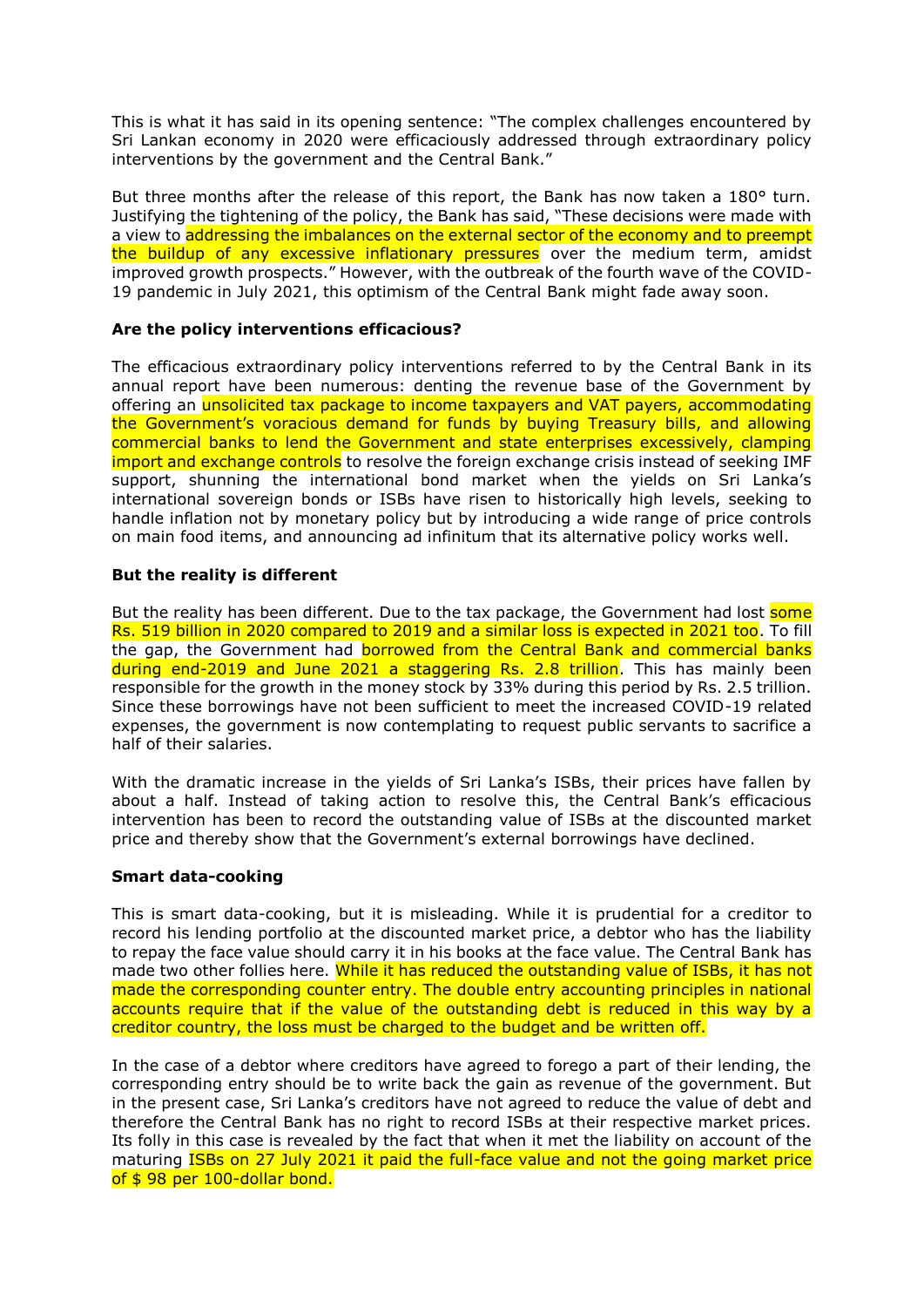This is what it has said in its opening sentence: "The complex challenges encountered by Sri Lankan economy in 2020 were efficaciously addressed through extraordinary policy interventions by the government and the Central Bank."

But three months after the release of this report, the Bank has now taken a 180° turn. Justifying the tightening of the policy, the Bank has said, "These decisions were made with a view to addressing the imbalances on the external sector of the economy and to preempt the buildup of any excessive inflationary pressures over the medium term, amidst improved growth prospects." However, with the outbreak of the fourth wave of the COVID-19 pandemic in July 2021, this optimism of the Central Bank might fade away soon.

**Are the policy interventions efficacious?**

The efficacious extraordinary policy interventions referred to by the Central Bank in its annual report have been numerous: denting the revenue base of the Government by offering an unsolicited tax package to income taxpayers and VAT payers, accommodating the Government's voracious demand for funds by buying Treasury bills, and allowing commercial banks to lend the Government and state enterprises excessively, clamping import and exchange controls to resolve the foreign exchange crisis instead of seeking IMF support, shunning the international bond market when the yields on Sri Lanka's international sovereign bonds or ISBs have risen to historically high levels, seeking to handle inflation not by monetary policy but by introducing a wide range of price controls on main food items, and announcing ad infinitum that its alternative policy works well.

**But the reality is different**

But the reality has been different. Due to the tax package, the Government had lost some Rs. 519 billion in 2020 compared to 2019 and a similar loss is expected in 2021 too. To fill the gap, the Government had borrowed from the Central Bank and commercial banks during end-2019 and June 2021 a staggering Rs. 2.8 trillion. This has mainly been responsible for the growth in the money stock by 33% during this period by Rs. 2.5 trillion. Since these borrowings have not been sufficient to meet the increased COVID-19 related expenses, the government is now contemplating to request public servants to sacrifice a half of their salaries.

With the dramatic increase in the yields of Sri Lanka's ISBs, their prices have fallen by about a half. Instead of taking action to resolve this, the Central Bank's efficacious intervention has been to record the outstanding value of ISBs at the discounted market price and thereby show that the Government's external borrowings have declined.

**Smart data-cooking**

This is smart data-cooking, but it is misleading. While it is prudential for a creditor to record his lending portfolio at the discounted market price, a debtor who has the liability to repay the face value should carry it in his books at the face value. The Central Bank has made two other follies here. While it has reduced the outstanding value of ISBs, it has not made the corresponding counter entry. The double entry accounting principles in national accounts require that if the value of the outstanding debt is reduced in this way by a creditor country, the loss must be charged to the budget and be written off.

In the case of a debtor where creditors have agreed to forego a part of their lending, the corresponding entry should be to write back the gain as revenue of the government. But in the present case, Sri Lanka's creditors have not agreed to reduce the value of debt and therefore the Central Bank has no right to record ISBs at their respective market prices. Its folly in this case is revealed by the fact that when it met the liability on account of the maturing ISBs on 27 July 2021 it paid the full-face value and not the going market price of $ 98 per 100-dollar bond.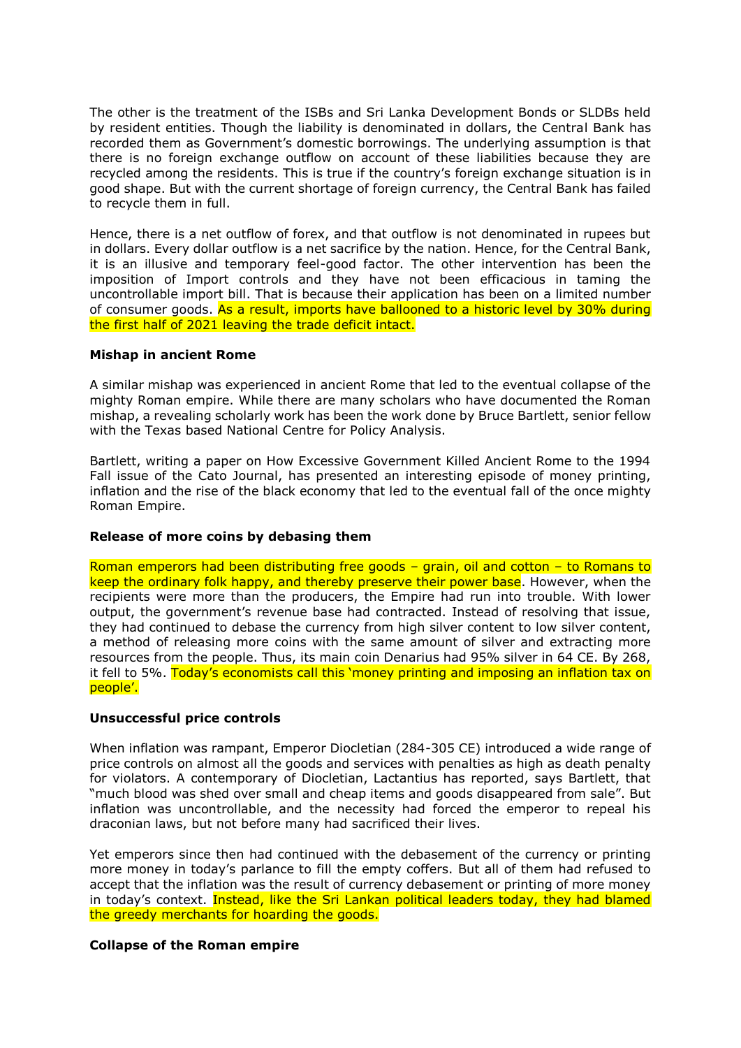The other is the treatment of the ISBs and Sri Lanka Development Bonds or SLDBs held by resident entities. Though the liability is denominated in dollars, the Central Bank has recorded them as Government's domestic borrowings. The underlying assumption is that there is no foreign exchange outflow on account of these liabilities because they are recycled among the residents. This is true if the country's foreign exchange situation is in good shape. But with the current shortage of foreign currency, the Central Bank has failed to recycle them in full.

Hence, there is a net outflow of forex, and that outflow is not denominated in rupees but in dollars. Every dollar outflow is a net sacrifice by the nation. Hence, for the Central Bank, it is an illusive and temporary feel-good factor. The other intervention has been the imposition of Import controls and they have not been efficacious in taming the uncontrollable import bill. That is because their application has been on a limited number of consumer goods. As a result, imports have ballooned to a historic level by 30% during the first half of 2021 leaving the trade deficit intact.

**Mishap in ancient Rome**

A similar mishap was experienced in ancient Rome that led to the eventual collapse of the mighty Roman empire. While there are many scholars who have documented the Roman mishap, a revealing scholarly work has been the work done by Bruce Bartlett, senior fellow with the Texas based National Centre for Policy Analysis.

Bartlett, writing a paper on How Excessive Government Killed Ancient Rome to the 1994 Fall issue of the Cato Journal, has presented an interesting episode of money printing, inflation and the rise of the black economy that led to the eventual fall of the once mighty Roman Empire.

**Release of more coins by debasing them**

Roman emperors had been distributing free goods – grain, oil and cotton – to Romans to keep the ordinary folk happy, and thereby preserve their power base. However, when the recipients were more than the producers, the Empire had run into trouble. With lower output, the government's revenue base had contracted. Instead of resolving that issue, they had continued to debase the currency from high silver content to low silver content, a method of releasing more coins with the same amount of silver and extracting more resources from the people. Thus, its main coin Denarius had 95% silver in 64 CE. By 268, it fell to 5%. Today's economists call this 'money printing and imposing an inflation tax on people'.

**Unsuccessful price controls**

When inflation was rampant, Emperor Diocletian (284-305 CE) introduced a wide range of price controls on almost all the goods and services with penalties as high as death penalty for violators. A contemporary of Diocletian, Lactantius has reported, says Bartlett, that "much blood was shed over small and cheap items and goods disappeared from sale". But inflation was uncontrollable, and the necessity had forced the emperor to repeal his draconian laws, but not before many had sacrificed their lives.

Yet emperors since then had continued with the debasement of the currency or printing more money in today's parlance to fill the empty coffers. But all of them had refused to accept that the inflation was the result of currency debasement or printing of more money in today's context. Instead, like the Sri Lankan political leaders today, they had blamed the greedy merchants for hoarding the goods.

**Collapse of the Roman empire**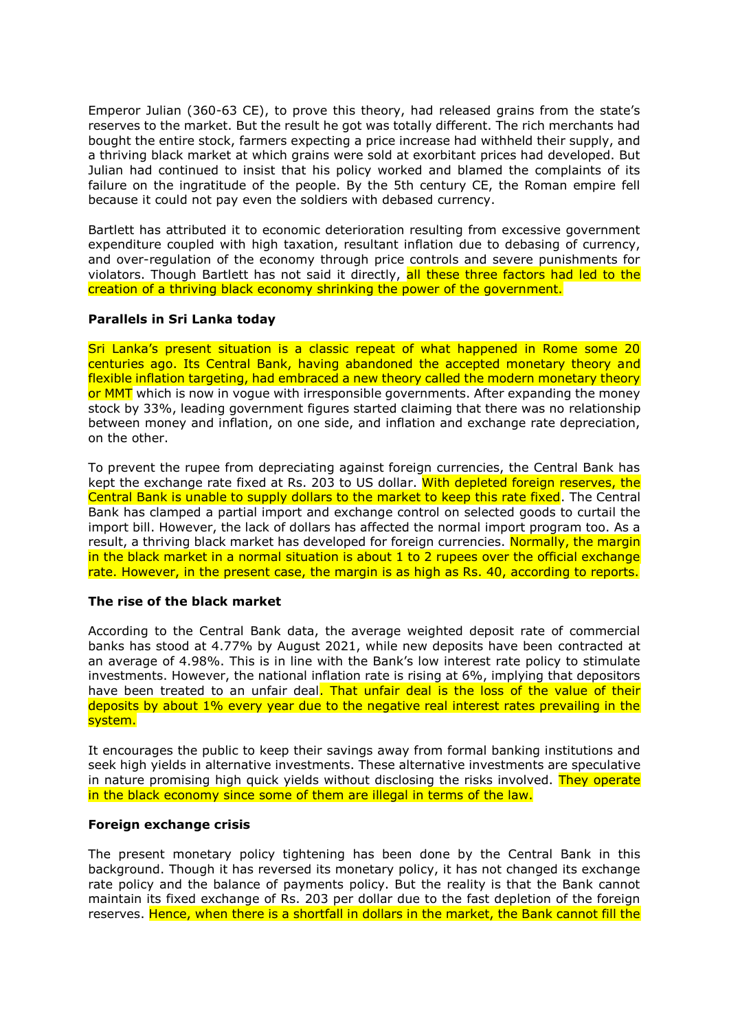Emperor Julian (360-63 CE), to prove this theory, had released grains from the state's reserves to the market. But the result he got was totally different. The rich merchants had bought the entire stock, farmers expecting a price increase had withheld their supply, and a thriving black market at which grains were sold at exorbitant prices had developed. But Julian had continued to insist that his policy worked and blamed the complaints of its failure on the ingratitude of the people. By the 5th century CE, the Roman empire fell because it could not pay even the soldiers with debased currency.

Bartlett has attributed it to economic deterioration resulting from excessive government expenditure coupled with high taxation, resultant inflation due to debasing of currency, and over-regulation of the economy through price controls and severe punishments for violators. Though Bartlett has not said it directly, all these three factors had led to the creation of a thriving black economy shrinking the power of the government.

**Parallels in Sri Lanka today**

Sri Lanka's present situation is a classic repeat of what happened in Rome some 20 centuries ago. Its Central Bank, having abandoned the accepted monetary theory and flexible inflation targeting, had embraced a new theory called the modern monetary theory or MMT which is now in vogue with irresponsible governments. After expanding the money stock by 33%, leading government figures started claiming that there was no relationship between money and inflation, on one side, and inflation and exchange rate depreciation, on the other.

To prevent the rupee from depreciating against foreign currencies, the Central Bank has kept the exchange rate fixed at Rs. 203 to US dollar. With depleted foreign reserves, the Central Bank is unable to supply dollars to the market to keep this rate fixed. The Central Bank has clamped a partial import and exchange control on selected goods to curtail the import bill. However, the lack of dollars has affected the normal import program too. As a result, a thriving black market has developed for foreign currencies. Normally, the margin in the black market in a normal situation is about 1 to 2 rupees over the official exchange rate. However, in the present case, the margin is as high as Rs. 40, according to reports.

**The rise of the black market**

According to the Central Bank data, the average weighted deposit rate of commercial banks has stood at 4.77% by August 2021, while new deposits have been contracted at an average of 4.98%. This is in line with the Bank's low interest rate policy to stimulate investments. However, the national inflation rate is rising at 6%, implying that depositors have been treated to an unfair deal. That unfair deal is the loss of the value of their deposits by about 1% every year due to the negative real interest rates prevailing in the system.

It encourages the public to keep their savings away from formal banking institutions and seek high yields in alternative investments. These alternative investments are speculative in nature promising high quick yields without disclosing the risks involved. They operate in the black economy since some of them are illegal in terms of the law.

**Foreign exchange crisis**

The present monetary policy tightening has been done by the Central Bank in this background. Though it has reversed its monetary policy, it has not changed its exchange rate policy and the balance of payments policy. But the reality is that the Bank cannot maintain its fixed exchange of Rs. 203 per dollar due to the fast depletion of the foreign reserves. Hence, when there is a shortfall in dollars in the market, the Bank cannot fill the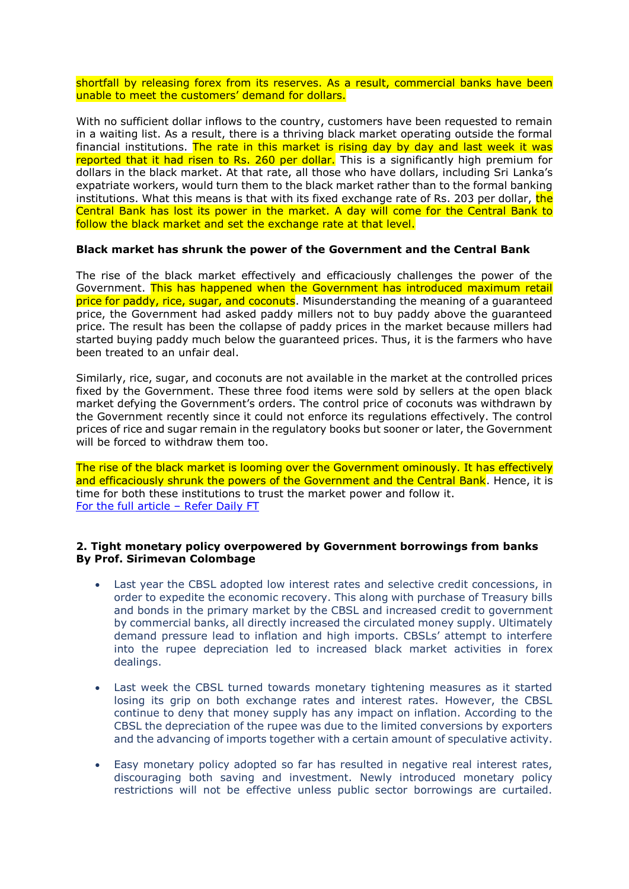shortfall by releasing forex from its reserves. As a result, commercial banks have been unable to meet the customers' demand for dollars.

With no sufficient dollar inflows to the country, customers have been requested to remain in a waiting list. As a result, there is a thriving black market operating outside the formal financial institutions. The rate in this market is rising day by day and last week it was reported that it had risen to Rs. 260 per dollar. This is a significantly high premium for dollars in the black market. At that rate, all those who have dollars, including Sri Lanka's expatriate workers, would turn them to the black market rather than to the formal banking institutions. What this means is that with its fixed exchange rate of Rs. 203 per dollar, the Central Bank has lost its power in the market. A day will come for the Central Bank to follow the black market and set the exchange rate at that level.

**Black market has shrunk the power of the Government and the Central Bank**

The rise of the black market effectively and efficaciously challenges the power of the Government. This has happened when the Government has introduced maximum retail price for paddy, rice, sugar, and coconuts. Misunderstanding the meaning of a guaranteed price, the Government had asked paddy millers not to buy paddy above the guaranteed price. The result has been the collapse of paddy prices in the market because millers had started buying paddy much below the guaranteed prices. Thus, it is the farmers who have been treated to an unfair deal.

Similarly, rice, sugar, and coconuts are not available in the market at the controlled prices fixed by the Government. These three food items were sold by sellers at the open black market defying the Government's orders. The control price of coconuts was withdrawn by the Government recently since it could not enforce its regulations effectively. The control prices of rice and sugar remain in the regulatory books but sooner or later, the Government will be forced to withdraw them too.

The rise of the black market is looming over the Government ominously. It has effectively and efficaciously shrunk the powers of the Government and the Central Bank. Hence, it is time for both these institutions to trust the market power and follow it.
For the full article – Refer Daily FT

**2. Tight monetary policy overpowered by Government borrowings from banks By Prof. Sirimevan Colombage**

- Last year the CBSL adopted low interest rates and selective credit concessions, in order to expedite the economic recovery. This along with purchase of Treasury bills and bonds in the primary market by the CBSL and increased credit to government by commercial banks, all directly increased the circulated money supply. Ultimately demand pressure lead to inflation and high imports. CBSLs' attempt to interfere into the rupee depreciation led to increased black market activities in forex dealings.

- Last week the CBSL turned towards monetary tightening measures as it started losing its grip on both exchange rates and interest rates. However, the CBSL continue to deny that money supply has any impact on inflation. According to the CBSL the depreciation of the rupee was due to the limited conversions by exporters and the advancing of imports together with a certain amount of speculative activity.

- Easy monetary policy adopted so far has resulted in negative real interest rates, discouraging both saving and investment. Newly introduced monetary policy restrictions will not be effective unless public sector borrowings are curtailed.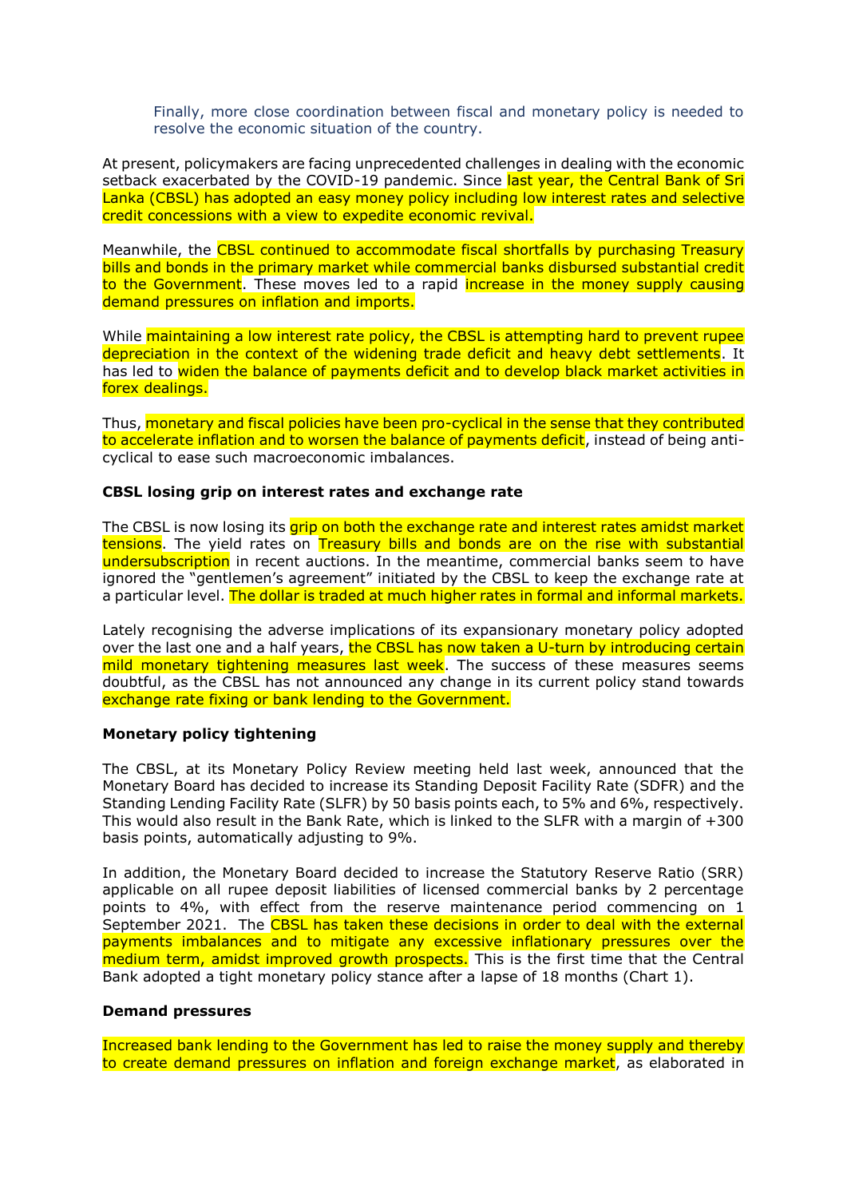Finally, more close coordination between fiscal and monetary policy is needed to resolve the economic situation of the country.

At present, policymakers are facing unprecedented challenges in dealing with the economic setback exacerbated by the COVID-19 pandemic. Since last year, the Central Bank of Sri Lanka (CBSL) has adopted an easy money policy including low interest rates and selective credit concessions with a view to expedite economic revival.

Meanwhile, the CBSL continued to accommodate fiscal shortfalls by purchasing Treasury bills and bonds in the primary market while commercial banks disbursed substantial credit to the Government. These moves led to a rapid increase in the money supply causing demand pressures on inflation and imports.

While maintaining a low interest rate policy, the CBSL is attempting hard to prevent rupee depreciation in the context of the widening trade deficit and heavy debt settlements. It has led to widen the balance of payments deficit and to develop black market activities in forex dealings.

Thus, monetary and fiscal policies have been pro-cyclical in the sense that they contributed to accelerate inflation and to worsen the balance of payments deficit, instead of being anti-cyclical to ease such macroeconomic imbalances.

**CBSL losing grip on interest rates and exchange rate**

The CBSL is now losing its grip on both the exchange rate and interest rates amidst market tensions. The yield rates on Treasury bills and bonds are on the rise with substantial undersubscription in recent auctions. In the meantime, commercial banks seem to have ignored the "gentlemen's agreement" initiated by the CBSL to keep the exchange rate at a particular level. The dollar is traded at much higher rates in formal and informal markets.

Lately recognising the adverse implications of its expansionary monetary policy adopted over the last one and a half years, the CBSL has now taken a U-turn by introducing certain mild monetary tightening measures last week. The success of these measures seems doubtful, as the CBSL has not announced any change in its current policy stand towards exchange rate fixing or bank lending to the Government.

**Monetary policy tightening**

The CBSL, at its Monetary Policy Review meeting held last week, announced that the Monetary Board has decided to increase its Standing Deposit Facility Rate (SDFR) and the Standing Lending Facility Rate (SLFR) by 50 basis points each, to 5% and 6%, respectively. This would also result in the Bank Rate, which is linked to the SLFR with a margin of +300 basis points, automatically adjusting to 9%.

In addition, the Monetary Board decided to increase the Statutory Reserve Ratio (SRR) applicable on all rupee deposit liabilities of licensed commercial banks by 2 percentage points to 4%, with effect from the reserve maintenance period commencing on 1 September 2021. The CBSL has taken these decisions in order to deal with the external payments imbalances and to mitigate any excessive inflationary pressures over the medium term, amidst improved growth prospects. This is the first time that the Central Bank adopted a tight monetary policy stance after a lapse of 18 months (Chart 1).

**Demand pressures**

Increased bank lending to the Government has led to raise the money supply and thereby to create demand pressures on inflation and foreign exchange market, as elaborated in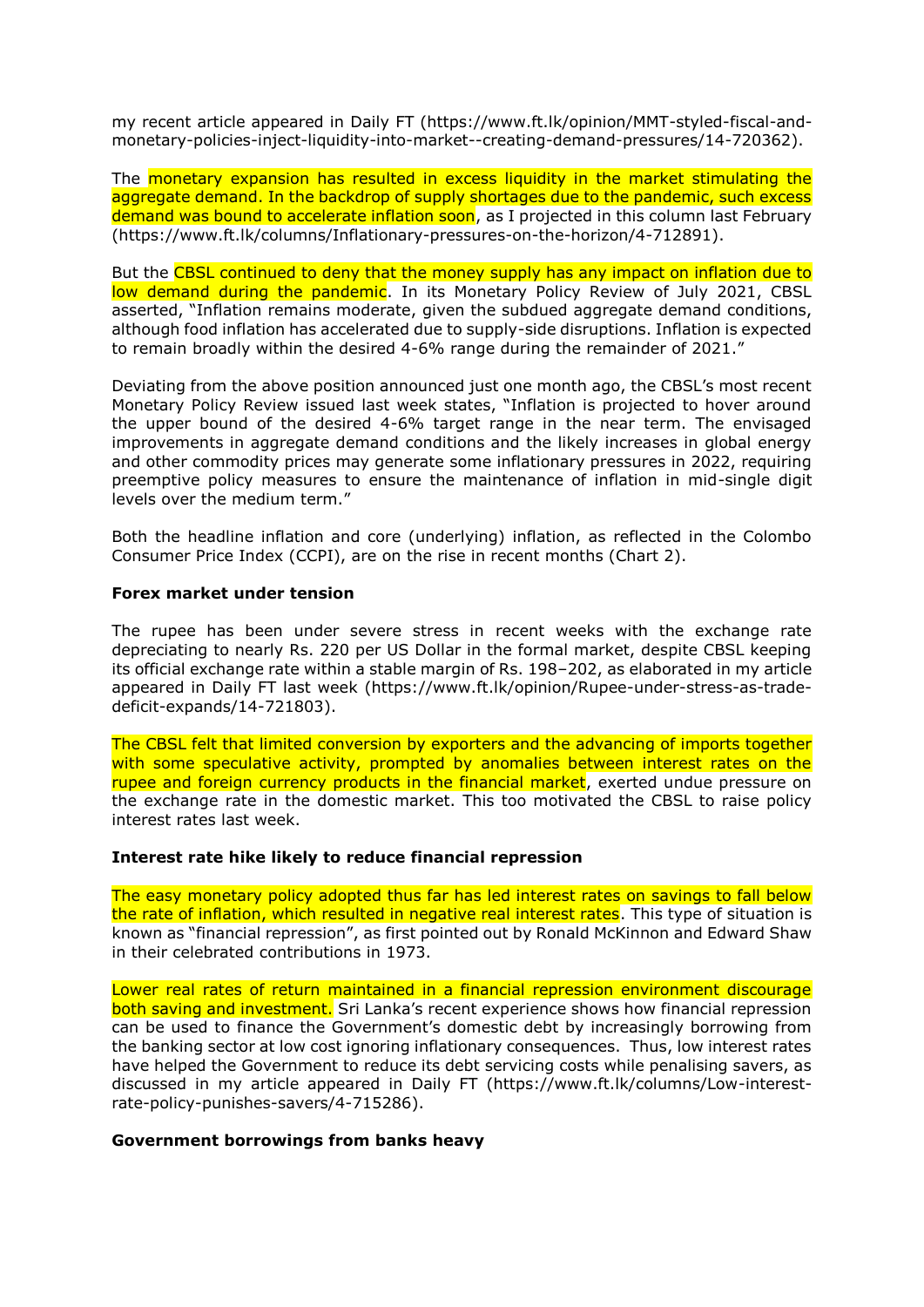my recent article appeared in Daily FT (https://www.ft.lk/opinion/MMT-styled-fiscal-and-monetary-policies-inject-liquidity-into-market--creating-demand-pressures/14-720362).

The monetary expansion has resulted in excess liquidity in the market stimulating the aggregate demand. In the backdrop of supply shortages due to the pandemic, such excess demand was bound to accelerate inflation soon, as I projected in this column last February (https://www.ft.lk/columns/Inflationary-pressures-on-the-horizon/4-712891).

But the CBSL continued to deny that the money supply has any impact on inflation due to low demand during the pandemic. In its Monetary Policy Review of July 2021, CBSL asserted, "Inflation remains moderate, given the subdued aggregate demand conditions, although food inflation has accelerated due to supply-side disruptions. Inflation is expected to remain broadly within the desired 4-6% range during the remainder of 2021."

Deviating from the above position announced just one month ago, the CBSL's most recent Monetary Policy Review issued last week states, "Inflation is projected to hover around the upper bound of the desired 4-6% target range in the near term. The envisaged improvements in aggregate demand conditions and the likely increases in global energy and other commodity prices may generate some inflationary pressures in 2022, requiring preemptive policy measures to ensure the maintenance of inflation in mid-single digit levels over the medium term."

Both the headline inflation and core (underlying) inflation, as reflected in the Colombo Consumer Price Index (CCPI), are on the rise in recent months (Chart 2).

**Forex market under tension**

The rupee has been under severe stress in recent weeks with the exchange rate depreciating to nearly Rs. 220 per US Dollar in the formal market, despite CBSL keeping its official exchange rate within a stable margin of Rs. 198–202, as elaborated in my article appeared in Daily FT last week (https://www.ft.lk/opinion/Rupee-under-stress-as-trade-deficit-expands/14-721803).

The CBSL felt that limited conversion by exporters and the advancing of imports together with some speculative activity, prompted by anomalies between interest rates on the rupee and foreign currency products in the financial market, exerted undue pressure on the exchange rate in the domestic market. This too motivated the CBSL to raise policy interest rates last week.

**Interest rate hike likely to reduce financial repression**

The easy monetary policy adopted thus far has led interest rates on savings to fall below the rate of inflation, which resulted in negative real interest rates. This type of situation is known as "financial repression", as first pointed out by Ronald McKinnon and Edward Shaw in their celebrated contributions in 1973.

Lower real rates of return maintained in a financial repression environment discourage both saving and investment. Sri Lanka's recent experience shows how financial repression can be used to finance the Government's domestic debt by increasingly borrowing from the banking sector at low cost ignoring inflationary consequences. Thus, low interest rates have helped the Government to reduce its debt servicing costs while penalising savers, as discussed in my article appeared in Daily FT (https://www.ft.lk/columns/Low-interest-rate-policy-punishes-savers/4-715286).

**Government borrowings from banks heavy**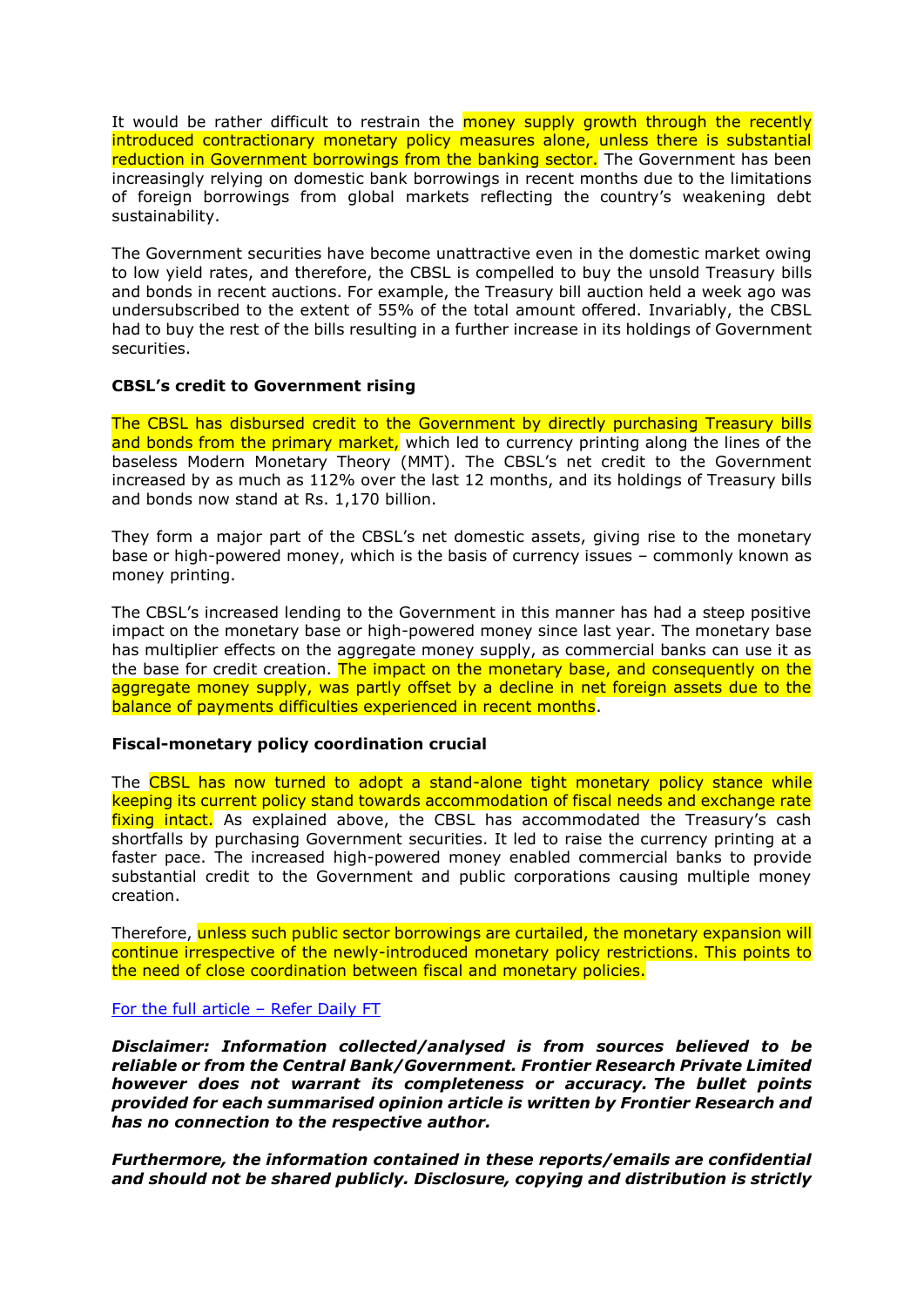It would be rather difficult to restrain the money supply growth through the recently introduced contractionary monetary policy measures alone, unless there is substantial reduction in Government borrowings from the banking sector. The Government has been increasingly relying on domestic bank borrowings in recent months due to the limitations of foreign borrowings from global markets reflecting the country's weakening debt sustainability.

The Government securities have become unattractive even in the domestic market owing to low yield rates, and therefore, the CBSL is compelled to buy the unsold Treasury bills and bonds in recent auctions. For example, the Treasury bill auction held a week ago was undersubscribed to the extent of 55% of the total amount offered. Invariably, the CBSL had to buy the rest of the bills resulting in a further increase in its holdings of Government securities.

**CBSL's credit to Government rising**

The CBSL has disbursed credit to the Government by directly purchasing Treasury bills and bonds from the primary market, which led to currency printing along the lines of the baseless Modern Monetary Theory (MMT). The CBSL's net credit to the Government increased by as much as 112% over the last 12 months, and its holdings of Treasury bills and bonds now stand at Rs. 1,170 billion.

They form a major part of the CBSL's net domestic assets, giving rise to the monetary base or high-powered money, which is the basis of currency issues – commonly known as money printing.

The CBSL's increased lending to the Government in this manner has had a steep positive impact on the monetary base or high-powered money since last year. The monetary base has multiplier effects on the aggregate money supply, as commercial banks can use it as the base for credit creation. The impact on the monetary base, and consequently on the aggregate money supply, was partly offset by a decline in net foreign assets due to the balance of payments difficulties experienced in recent months.

**Fiscal-monetary policy coordination crucial**

The CBSL has now turned to adopt a stand-alone tight monetary policy stance while keeping its current policy stand towards accommodation of fiscal needs and exchange rate fixing intact. As explained above, the CBSL has accommodated the Treasury's cash shortfalls by purchasing Government securities. It led to raise the currency printing at a faster pace. The increased high-powered money enabled commercial banks to provide substantial credit to the Government and public corporations causing multiple money creation.

Therefore, unless such public sector borrowings are curtailed, the monetary expansion will continue irrespective of the newly-introduced monetary policy restrictions. This points to the need of close coordination between fiscal and monetary policies.

For the full article – Refer Daily FT

***Disclaimer: Information collected/analysed is from sources believed to be reliable or from the Central Bank/Government. Frontier Research Private Limited however does not warrant its completeness or accuracy. The bullet points provided for each summarised opinion article is written by Frontier Research and has no connection to the respective author.***

***Furthermore, the information contained in these reports/emails are confidential and should not be shared publicly. Disclosure, copying and distribution is strictly***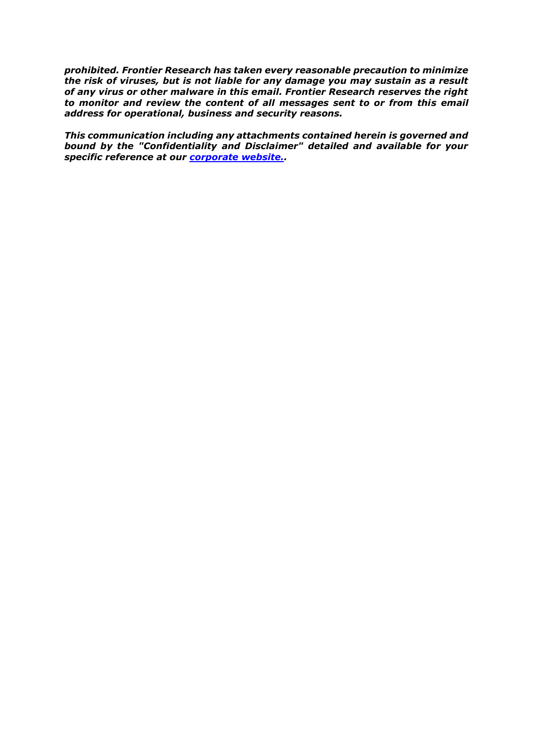***prohibited. Frontier Research has taken every reasonable precaution to minimize the risk of viruses, but is not liable for any damage you may sustain as a result of any virus or other malware in this email. Frontier Research reserves the right to monitor and review the content of all messages sent to or from this email address for operational, business and security reasons.***

***This communication including any attachments contained herein is governed and bound by the "Confidentiality and Disclaimer" detailed and available for your specific reference at our corporate website..***